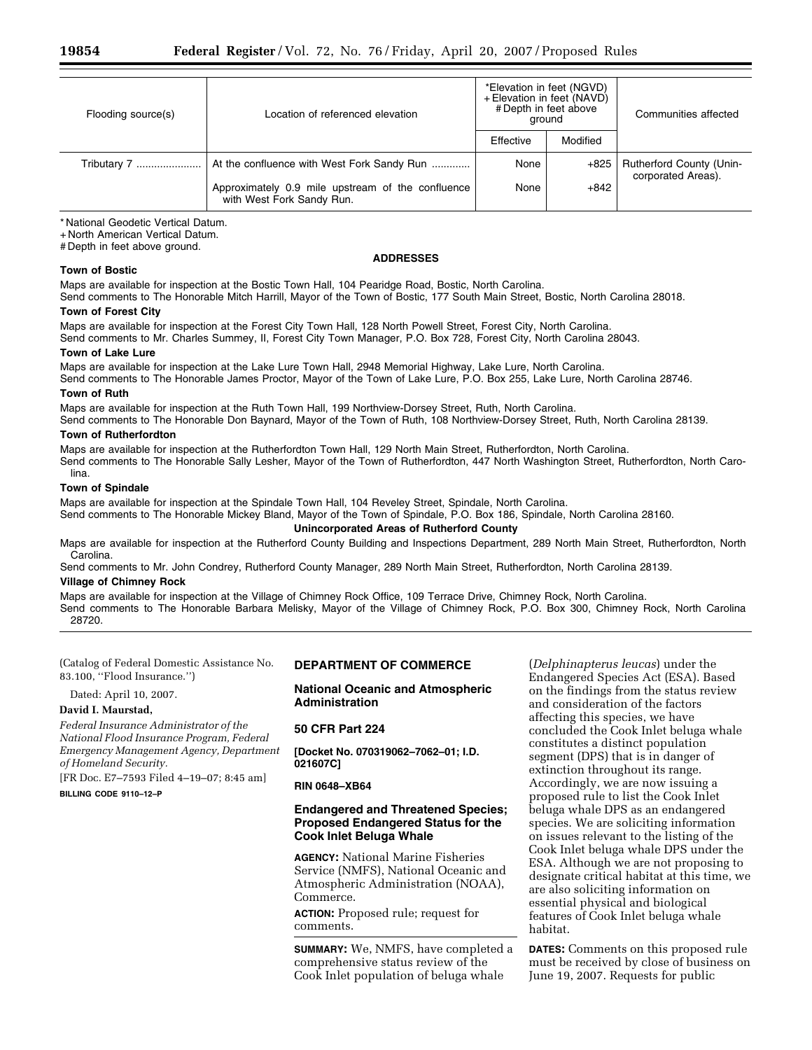| Flooding source(s) | Location of referenced elevation | *Elevation in feet (NGVD) +Elevation in feet (NAVD) #Depth in feet above ground | | Communities affected |
|---|---|---|---|---|
| | | Effective | Modified | |
| Tributary 7 | At the confluence with West Fork Sandy Run | None | +825 | Rutherford County (Unincorporated Areas). |
| | Approximately 0.9 mile upstream of the confluence with West Fork Sandy Run. | None | +842 | |

\* National Geodetic Vertical Datum.
\+ North American Vertical Datum.
\# Depth in feet above ground.

**ADDRESSES**

**Town of Bostic**

Maps are available for inspection at the Bostic Town Hall, 104 Pearidge Road, Bostic, North Carolina.
Send comments to The Honorable Mitch Harrill, Mayor of the Town of Bostic, 177 South Main Street, Bostic, North Carolina 28018.

**Town of Forest City**

Maps are available for inspection at the Forest City Town Hall, 128 North Powell Street, Forest City, North Carolina.
Send comments to Mr. Charles Summey, II, Forest City Town Manager, P.O. Box 728, Forest City, North Carolina 28043.

**Town of Lake Lure**

Maps are available for inspection at the Lake Lure Town Hall, 2948 Memorial Highway, Lake Lure, North Carolina.
Send comments to The Honorable James Proctor, Mayor of the Town of Lake Lure, P.O. Box 255, Lake Lure, North Carolina 28746.

**Town of Ruth**

Maps are available for inspection at the Ruth Town Hall, 199 Northview-Dorsey Street, Ruth, North Carolina.
Send comments to The Honorable Don Baynard, Mayor of the Town of Ruth, 108 Northview-Dorsey Street, Ruth, North Carolina 28139.

**Town of Rutherfordton**

Maps are available for inspection at the Rutherfordton Town Hall, 129 North Main Street, Rutherfordton, North Carolina.
Send comments to The Honorable Sally Lesher, Mayor of the Town of Rutherfordton, 447 North Washington Street, Rutherfordton, North Carolina.

**Town of Spindale**

Maps are available for inspection at the Spindale Town Hall, 104 Reveley Street, Spindale, North Carolina.
Send comments to The Honorable Mickey Bland, Mayor of the Town of Spindale, P.O. Box 186, Spindale, North Carolina 28160.

**Unincorporated Areas of Rutherford County**

Maps are available for inspection at the Rutherford County Building and Inspections Department, 289 North Main Street, Rutherfordton, North Carolina.
Send comments to Mr. John Condrey, Rutherford County Manager, 289 North Main Street, Rutherfordton, North Carolina 28139.

**Village of Chimney Rock**

Maps are available for inspection at the Village of Chimney Rock Office, 109 Terrace Drive, Chimney Rock, North Carolina.
Send comments to The Honorable Barbara Melisky, Mayor of the Village of Chimney Rock, P.O. Box 300, Chimney Rock, North Carolina 28720.

(Catalog of Federal Domestic Assistance No. 83.100, ''Flood Insurance.'')

Dated: April 10, 2007.

**David I. Maurstad,**

*Federal Insurance Administrator of the National Flood Insurance Program, Federal Emergency Management Agency, Department of Homeland Security.*

[FR Doc. E7–7593 Filed 4–19–07; 8:45 am]

**BILLING CODE 9110–12–P**

## DEPARTMENT OF COMMERCE

### National Oceanic and Atmospheric Administration

### 50 CFR Part 224

**[Docket No. 070319062–7062–01; I.D. 021607C]**

**RIN 0648–XB64**

## Endangered and Threatened Species; Proposed Endangered Status for the Cook Inlet Beluga Whale

**AGENCY:** National Marine Fisheries Service (NMFS), National Oceanic and Atmospheric Administration (NOAA), Commerce.

**ACTION:** Proposed rule; request for comments.

**SUMMARY:** We, NMFS, have completed a comprehensive status review of the Cook Inlet population of beluga whale (*Delphinapterus leucas*) under the Endangered Species Act (ESA). Based on the findings from the status review and consideration of the factors affecting this species, we have concluded the Cook Inlet beluga whale constitutes a distinct population segment (DPS) that is in danger of extinction throughout its range. Accordingly, we are now issuing a proposed rule to list the Cook Inlet beluga whale DPS as an endangered species. We are soliciting information on issues relevant to the listing of the Cook Inlet beluga whale DPS under the ESA. Although we are not proposing to designate critical habitat at this time, we are also soliciting information on essential physical and biological features of Cook Inlet beluga whale habitat.

**DATES:** Comments on this proposed rule must be received by close of business on June 19, 2007. Requests for public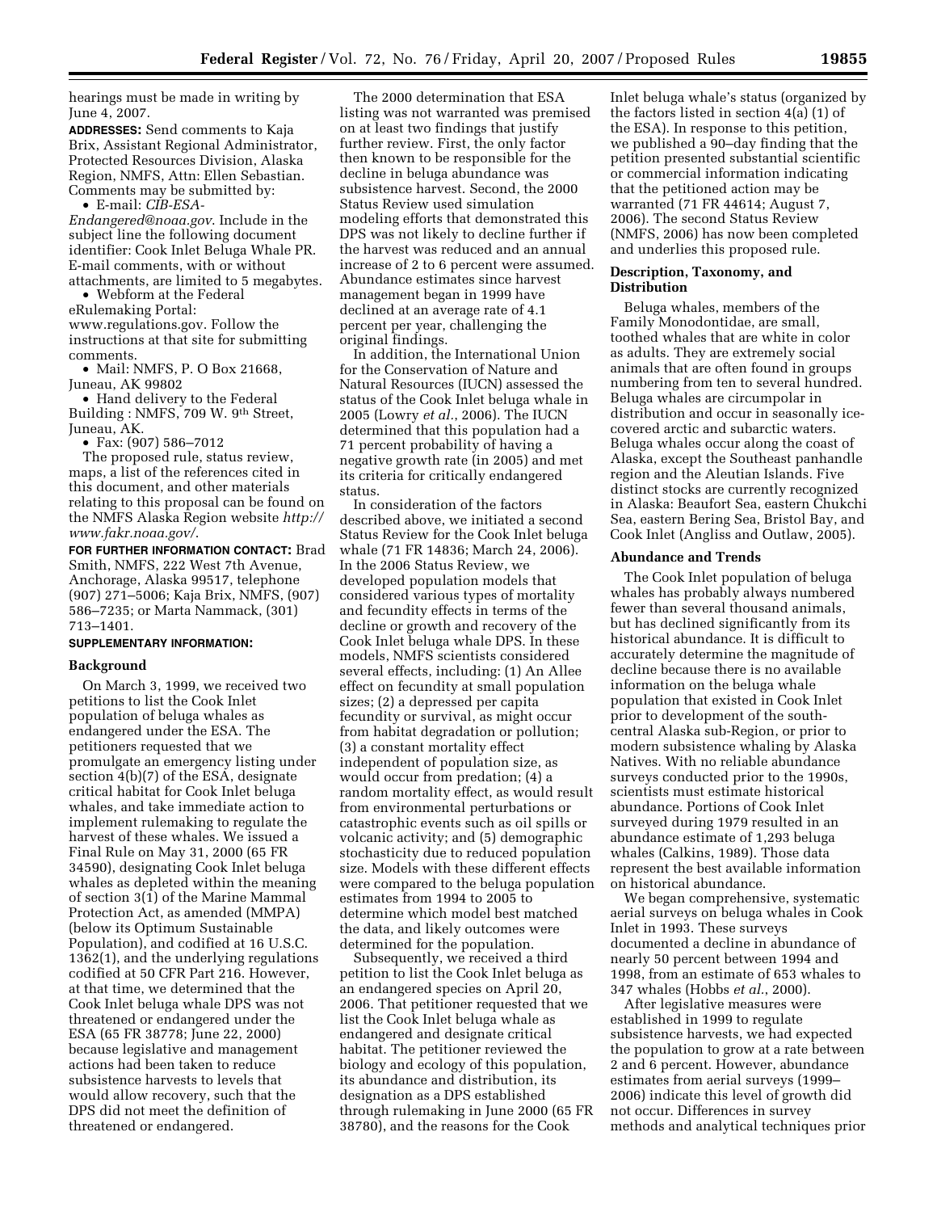hearings must be made in writing by June 4, 2007.

**ADDRESSES:** Send comments to Kaja Brix, Assistant Regional Administrator, Protected Resources Division, Alaska Region, NMFS, Attn: Ellen Sebastian. Comments may be submitted by:

- E-mail: *CIB-ESA-Endangered@noaa.gov*. Include in the subject line the following document identifier: Cook Inlet Beluga Whale PR. E-mail comments, with or without attachments, are limited to 5 megabytes.
- Webform at the Federal eRulemaking Portal: www.regulations.gov. Follow the instructions at that site for submitting comments.
- Mail: NMFS, P. O Box 21668, Juneau, AK 99802
- Hand delivery to the Federal Building : NMFS, 709 W. 9th Street, Juneau, AK.
- Fax: (907) 586–7012

The proposed rule, status review, maps, a list of the references cited in this document, and other materials relating to this proposal can be found on the NMFS Alaska Region website *http://www.fakr.noaa.gov/*.

**FOR FURTHER INFORMATION CONTACT:** Brad Smith, NMFS, 222 West 7th Avenue, Anchorage, Alaska 99517, telephone (907) 271–5006; Kaja Brix, NMFS, (907) 586–7235; or Marta Nammack, (301) 713–1401.

**SUPPLEMENTARY INFORMATION:**

**Background**

On March 3, 1999, we received two petitions to list the Cook Inlet population of beluga whales as endangered under the ESA. The petitioners requested that we promulgate an emergency listing under section 4(b)(7) of the ESA, designate critical habitat for Cook Inlet beluga whales, and take immediate action to implement rulemaking to regulate the harvest of these whales. We issued a Final Rule on May 31, 2000 (65 FR 34590), designating Cook Inlet beluga whales as depleted within the meaning of section 3(1) of the Marine Mammal Protection Act, as amended (MMPA) (below its Optimum Sustainable Population), and codified at 16 U.S.C. 1362(1), and the underlying regulations codified at 50 CFR Part 216. However, at that time, we determined that the Cook Inlet beluga whale DPS was not threatened or endangered under the ESA (65 FR 38778; June 22, 2000) because legislative and management actions had been taken to reduce subsistence harvests to levels that would allow recovery, such that the DPS did not meet the definition of threatened or endangered.

The 2000 determination that ESA listing was not warranted was premised on at least two findings that justify further review. First, the only factor then known to be responsible for the decline in beluga abundance was subsistence harvest. Second, the 2000 Status Review used simulation modeling efforts that demonstrated this DPS was not likely to decline further if the harvest was reduced and an annual increase of 2 to 6 percent were assumed. Abundance estimates since harvest management began in 1999 have declined at an average rate of 4.1 percent per year, challenging the original findings.

In addition, the International Union for the Conservation of Nature and Natural Resources (IUCN) assessed the status of the Cook Inlet beluga whale in 2005 (Lowry *et al.*, 2006). The IUCN determined that this population had a 71 percent probability of having a negative growth rate (in 2005) and met its criteria for critically endangered status.

In consideration of the factors described above, we initiated a second Status Review for the Cook Inlet beluga whale (71 FR 14836; March 24, 2006). In the 2006 Status Review, we developed population models that considered various types of mortality and fecundity effects in terms of the decline or growth and recovery of the Cook Inlet beluga whale DPS. In these models, NMFS scientists considered several effects, including: (1) An Allee effect on fecundity at small population sizes; (2) a depressed per capita fecundity or survival, as might occur from habitat degradation or pollution; (3) a constant mortality effect independent of population size, as would occur from predation; (4) a random mortality effect, as would result from environmental perturbations or catastrophic events such as oil spills or volcanic activity; and (5) demographic stochasticity due to reduced population size. Models with these different effects were compared to the beluga population estimates from 1994 to 2005 to determine which model best matched the data, and likely outcomes were determined for the population.

Subsequently, we received a third petition to list the Cook Inlet beluga as an endangered species on April 20, 2006. That petitioner requested that we list the Cook Inlet beluga whale as endangered and designate critical habitat. The petitioner reviewed the biology and ecology of this population, its abundance and distribution, its designation as a DPS established through rulemaking in June 2000 (65 FR 38780), and the reasons for the Cook Inlet beluga whale's status (organized by the factors listed in section 4(a) (1) of the ESA). In response to this petition, we published a 90–day finding that the petition presented substantial scientific or commercial information indicating that the petitioned action may be warranted (71 FR 44614; August 7, 2006). The second Status Review (NMFS, 2006) has now been completed and underlies this proposed rule.

**Description, Taxonomy, and Distribution**

Beluga whales, members of the Family Monodontidae, are small, toothed whales that are white in color as adults. They are extremely social animals that are often found in groups numbering from ten to several hundred. Beluga whales are circumpolar in distribution and occur in seasonally ice-covered arctic and subarctic waters. Beluga whales occur along the coast of Alaska, except the Southeast panhandle region and the Aleutian Islands. Five distinct stocks are currently recognized in Alaska: Beaufort Sea, eastern Chukchi Sea, eastern Bering Sea, Bristol Bay, and Cook Inlet (Angliss and Outlaw, 2005).

**Abundance and Trends**

The Cook Inlet population of beluga whales has probably always numbered fewer than several thousand animals, but has declined significantly from its historical abundance. It is difficult to accurately determine the magnitude of decline because there is no available information on the beluga whale population that existed in Cook Inlet prior to development of the south-central Alaska sub-Region, or prior to modern subsistence whaling by Alaska Natives. With no reliable abundance surveys conducted prior to the 1990s, scientists must estimate historical abundance. Portions of Cook Inlet surveyed during 1979 resulted in an abundance estimate of 1,293 beluga whales (Calkins, 1989). Those data represent the best available information on historical abundance.

We began comprehensive, systematic aerial surveys on beluga whales in Cook Inlet in 1993. These surveys documented a decline in abundance of nearly 50 percent between 1994 and 1998, from an estimate of 653 whales to 347 whales (Hobbs *et al.*, 2000).

After legislative measures were established in 1999 to regulate subsistence harvests, we had expected the population to grow at a rate between 2 and 6 percent. However, abundance estimates from aerial surveys (1999–2006) indicate this level of growth did not occur. Differences in survey methods and analytical techniques prior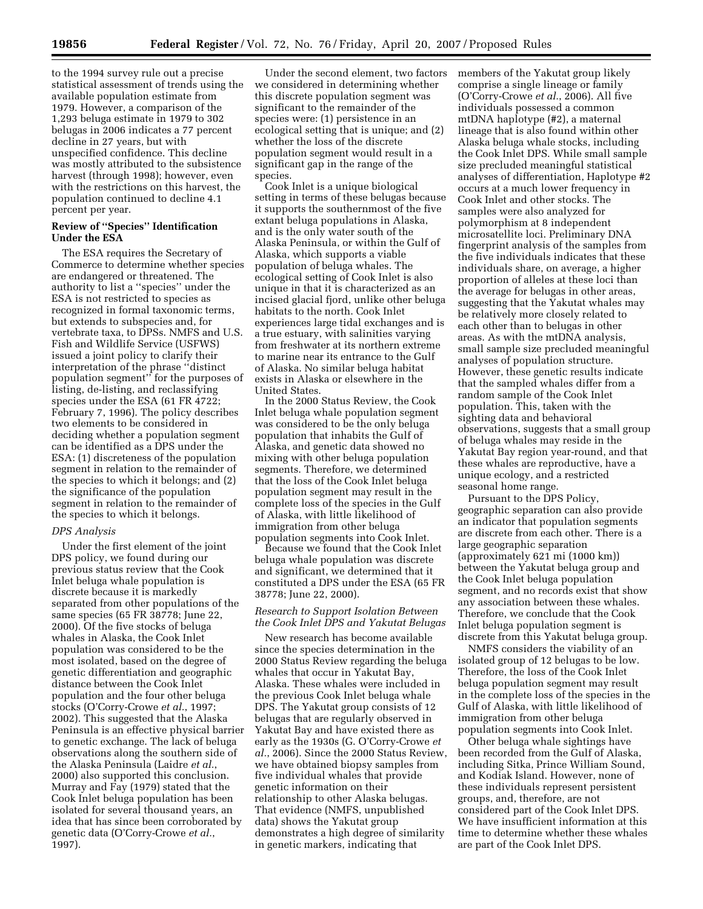to the 1994 survey rule out a precise statistical assessment of trends using the available population estimate from 1979. However, a comparison of the 1,293 beluga estimate in 1979 to 302 belugas in 2006 indicates a 77 percent decline in 27 years, but with unspecified confidence. This decline was mostly attributed to the subsistence harvest (through 1998); however, even with the restrictions on this harvest, the population continued to decline 4.1 percent per year.

**Review of ''Species'' Identification Under the ESA**

The ESA requires the Secretary of Commerce to determine whether species are endangered or threatened. The authority to list a ''species'' under the ESA is not restricted to species as recognized in formal taxonomic terms, but extends to subspecies and, for vertebrate taxa, to DPSs. NMFS and U.S. Fish and Wildlife Service (USFWS) issued a joint policy to clarify their interpretation of the phrase ''distinct population segment'' for the purposes of listing, de-listing, and reclassifying species under the ESA (61 FR 4722; February 7, 1996). The policy describes two elements to be considered in deciding whether a population segment can be identified as a DPS under the ESA: (1) discreteness of the population segment in relation to the remainder of the species to which it belongs; and (2) the significance of the population segment in relation to the remainder of the species to which it belongs.

*DPS Analysis*

Under the first element of the joint DPS policy, we found during our previous status review that the Cook Inlet beluga whale population is discrete because it is markedly separated from other populations of the same species (65 FR 38778; June 22, 2000). Of the five stocks of beluga whales in Alaska, the Cook Inlet population was considered to be the most isolated, based on the degree of genetic differentiation and geographic distance between the Cook Inlet population and the four other beluga stocks (O'Corry-Crowe *et al.*, 1997; 2002). This suggested that the Alaska Peninsula is an effective physical barrier to genetic exchange. The lack of beluga observations along the southern side of the Alaska Peninsula (Laidre *et al.*, 2000) also supported this conclusion. Murray and Fay (1979) stated that the Cook Inlet beluga population has been isolated for several thousand years, an idea that has since been corroborated by genetic data (O'Corry-Crowe *et al.*, 1997).

Under the second element, two factors we considered in determining whether this discrete population segment was significant to the remainder of the species were: (1) persistence in an ecological setting that is unique; and (2) whether the loss of the discrete population segment would result in a significant gap in the range of the species.

Cook Inlet is a unique biological setting in terms of these belugas because it supports the southernmost of the five extant beluga populations in Alaska, and is the only water south of the Alaska Peninsula, or within the Gulf of Alaska, which supports a viable population of beluga whales. The ecological setting of Cook Inlet is also unique in that it is characterized as an incised glacial fjord, unlike other beluga habitats to the north. Cook Inlet experiences large tidal exchanges and is a true estuary, with salinities varying from freshwater at its northern extreme to marine near its entrance to the Gulf of Alaska. No similar beluga habitat exists in Alaska or elsewhere in the United States.

In the 2000 Status Review, the Cook Inlet beluga whale population segment was considered to be the only beluga population that inhabits the Gulf of Alaska, and genetic data showed no mixing with other beluga population segments. Therefore, we determined that the loss of the Cook Inlet beluga population segment may result in the complete loss of the species in the Gulf of Alaska, with little likelihood of immigration from other beluga population segments into Cook Inlet.

Because we found that the Cook Inlet beluga whale population was discrete and significant, we determined that it constituted a DPS under the ESA (65 FR 38778; June 22, 2000).

*Research to Support Isolation Between the Cook Inlet DPS and Yakutat Belugas*

New research has become available since the species determination in the 2000 Status Review regarding the beluga whales that occur in Yakutat Bay, Alaska. These whales were included in the previous Cook Inlet beluga whale DPS. The Yakutat group consists of 12 belugas that are regularly observed in Yakutat Bay and have existed there as early as the 1930s (G. O'Corry-Crowe *et al.*, 2006). Since the 2000 Status Review, we have obtained biopsy samples from five individual whales that provide genetic information on their relationship to other Alaska belugas. That evidence (NMFS, unpublished data) shows the Yakutat group demonstrates a high degree of similarity in genetic markers, indicating that members of the Yakutat group likely comprise a single lineage or family (O'Corry-Crowe *et al.*, 2006). All five individuals possessed a common mtDNA haplotype (#2), a maternal lineage that is also found within other Alaska beluga whale stocks, including the Cook Inlet DPS. While small sample size precluded meaningful statistical analyses of differentiation, Haplotype #2 occurs at a much lower frequency in Cook Inlet and other stocks. The samples were also analyzed for polymorphism at 8 independent microsatellite loci. Preliminary DNA fingerprint analysis of the samples from the five individuals indicates that these individuals share, on average, a higher proportion of alleles at these loci than the average for belugas in other areas, suggesting that the Yakutat whales may be relatively more closely related to each other than to belugas in other areas. As with the mtDNA analysis, small sample size precluded meaningful analyses of population structure. However, these genetic results indicate that the sampled whales differ from a random sample of the Cook Inlet population. This, taken with the sighting data and behavioral observations, suggests that a small group of beluga whales may reside in the Yakutat Bay region year-round, and that these whales are reproductive, have a unique ecology, and a restricted seasonal home range.

Pursuant to the DPS Policy, geographic separation can also provide an indicator that population segments are discrete from each other. There is a large geographic separation (approximately 621 mi (1000 km)) between the Yakutat beluga group and the Cook Inlet beluga population segment, and no records exist that show any association between these whales. Therefore, we conclude that the Cook Inlet beluga population segment is discrete from this Yakutat beluga group.

NMFS considers the viability of an isolated group of 12 belugas to be low. Therefore, the loss of the Cook Inlet beluga population segment may result in the complete loss of the species in the Gulf of Alaska, with little likelihood of immigration from other beluga population segments into Cook Inlet.

Other beluga whale sightings have been recorded from the Gulf of Alaska, including Sitka, Prince William Sound, and Kodiak Island. However, none of these individuals represent persistent groups, and, therefore, are not considered part of the Cook Inlet DPS. We have insufficient information at this time to determine whether these whales are part of the Cook Inlet DPS.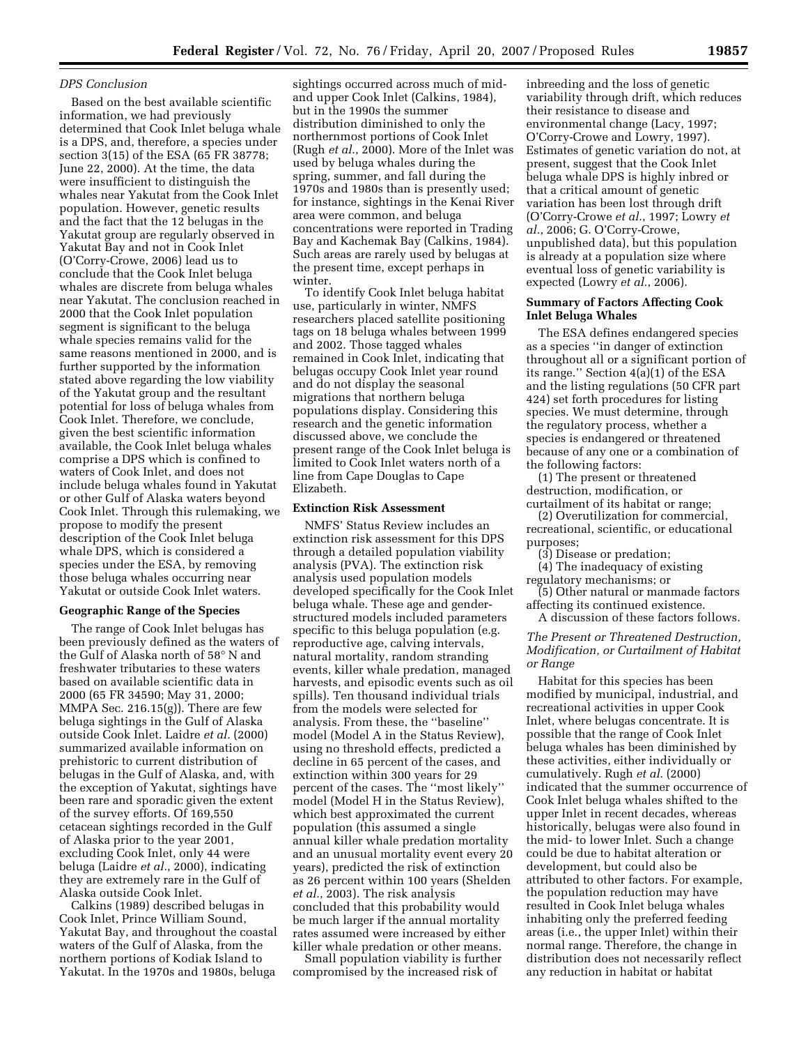*DPS Conclusion*

Based on the best available scientific information, we had previously determined that Cook Inlet beluga whale is a DPS, and, therefore, a species under section 3(15) of the ESA (65 FR 38778; June 22, 2000). At the time, the data were insufficient to distinguish the whales near Yakutat from the Cook Inlet population. However, genetic results and the fact that the 12 belugas in the Yakutat group are regularly observed in Yakutat Bay and not in Cook Inlet (O'Corry-Crowe, 2006) lead us to conclude that the Cook Inlet beluga whales are discrete from beluga whales near Yakutat. The conclusion reached in 2000 that the Cook Inlet population segment is significant to the beluga whale species remains valid for the same reasons mentioned in 2000, and is further supported by the information stated above regarding the low viability of the Yakutat group and the resultant potential for loss of beluga whales from Cook Inlet. Therefore, we conclude, given the best scientific information available, the Cook Inlet beluga whales comprise a DPS which is confined to waters of Cook Inlet, and does not include beluga whales found in Yakutat or other Gulf of Alaska waters beyond Cook Inlet. Through this rulemaking, we propose to modify the present description of the Cook Inlet beluga whale DPS, which is considered a species under the ESA, by removing those beluga whales occurring near Yakutat or outside Cook Inlet waters.

**Geographic Range of the Species**

The range of Cook Inlet belugas has been previously defined as the waters of the Gulf of Alaska north of 58° N and freshwater tributaries to these waters based on available scientific data in 2000 (65 FR 34590; May 31, 2000; MMPA Sec. 216.15(g)). There are few beluga sightings in the Gulf of Alaska outside Cook Inlet. Laidre *et al.* (2000) summarized available information on prehistoric to current distribution of belugas in the Gulf of Alaska, and, with the exception of Yakutat, sightings have been rare and sporadic given the extent of the survey efforts. Of 169,550 cetacean sightings recorded in the Gulf of Alaska prior to the year 2001, excluding Cook Inlet, only 44 were beluga (Laidre *et al.*, 2000), indicating they are extremely rare in the Gulf of Alaska outside Cook Inlet.

Calkins (1989) described belugas in Cook Inlet, Prince William Sound, Yakutat Bay, and throughout the coastal waters of the Gulf of Alaska, from the northern portions of Kodiak Island to Yakutat. In the 1970s and 1980s, beluga sightings occurred across much of mid- and upper Cook Inlet (Calkins, 1984), but in the 1990s the summer distribution diminished to only the northernmost portions of Cook Inlet (Rugh *et al.*, 2000). More of the Inlet was used by beluga whales during the spring, summer, and fall during the 1970s and 1980s than is presently used; for instance, sightings in the Kenai River area were common, and beluga concentrations were reported in Trading Bay and Kachemak Bay (Calkins, 1984). Such areas are rarely used by belugas at the present time, except perhaps in winter.

To identify Cook Inlet beluga habitat use, particularly in winter, NMFS researchers placed satellite positioning tags on 18 beluga whales between 1999 and 2002. Those tagged whales remained in Cook Inlet, indicating that belugas occupy Cook Inlet year round and do not display the seasonal migrations that northern beluga populations display. Considering this research and the genetic information discussed above, we conclude the present range of the Cook Inlet beluga is limited to Cook Inlet waters north of a line from Cape Douglas to Cape Elizabeth.

**Extinction Risk Assessment**

NMFS' Status Review includes an extinction risk assessment for this DPS through a detailed population viability analysis (PVA). The extinction risk analysis used population models developed specifically for the Cook Inlet beluga whale. These age and gender-structured models included parameters specific to this beluga population (e.g. reproductive age, calving intervals, natural mortality, random stranding events, killer whale predation, managed harvests, and episodic events such as oil spills). Ten thousand individual trials from the models were selected for analysis. From these, the "baseline" model (Model A in the Status Review), using no threshold effects, predicted a decline in 65 percent of the cases, and extinction within 300 years for 29 percent of the cases. The "most likely" model (Model H in the Status Review), which best approximated the current population (this assumed a single annual killer whale predation mortality and an unusual mortality event every 20 years), predicted the risk of extinction as 26 percent within 100 years (Shelden *et al.*, 2003). The risk analysis concluded that this probability would be much larger if the annual mortality rates assumed were increased by either killer whale predation or other means.

Small population viability is further compromised by the increased risk of inbreeding and the loss of genetic variability through drift, which reduces their resistance to disease and environmental change (Lacy, 1997; O'Corry-Crowe and Lowry, 1997). Estimates of genetic variation do not, at present, suggest that the Cook Inlet beluga whale DPS is highly inbred or that a critical amount of genetic variation has been lost through drift (O'Corry-Crowe *et al.*, 1997; Lowry *et al.*, 2006; G. O'Corry-Crowe, unpublished data), but this population is already at a population size where eventual loss of genetic variability is expected (Lowry *et al.*, 2006).

**Summary of Factors Affecting Cook Inlet Beluga Whales**

The ESA defines endangered species as a species "in danger of extinction throughout all or a significant portion of its range." Section 4(a)(1) of the ESA and the listing regulations (50 CFR part 424) set forth procedures for listing species. We must determine, through the regulatory process, whether a species is endangered or threatened because of any one or a combination of the following factors:

(1) The present or threatened destruction, modification, or curtailment of its habitat or range;

(2) Overutilization for commercial, recreational, scientific, or educational purposes;

(3) Disease or predation;

(4) The inadequacy of existing regulatory mechanisms; or

(5) Other natural or manmade factors affecting its continued existence.

A discussion of these factors follows.

*The Present or Threatened Destruction, Modification, or Curtailment of Habitat or Range*

Habitat for this species has been modified by municipal, industrial, and recreational activities in upper Cook Inlet, where belugas concentrate. It is possible that the range of Cook Inlet beluga whales has been diminished by these activities, either individually or cumulatively. Rugh *et al.* (2000) indicated that the summer occurrence of Cook Inlet beluga whales shifted to the upper Inlet in recent decades, whereas historically, belugas were also found in the mid- to lower Inlet. Such a change could be due to habitat alteration or development, but could also be attributed to other factors. For example, the population reduction may have resulted in Cook Inlet beluga whales inhabiting only the preferred feeding areas (i.e., the upper Inlet) within their normal range. Therefore, the change in distribution does not necessarily reflect any reduction in habitat or habitat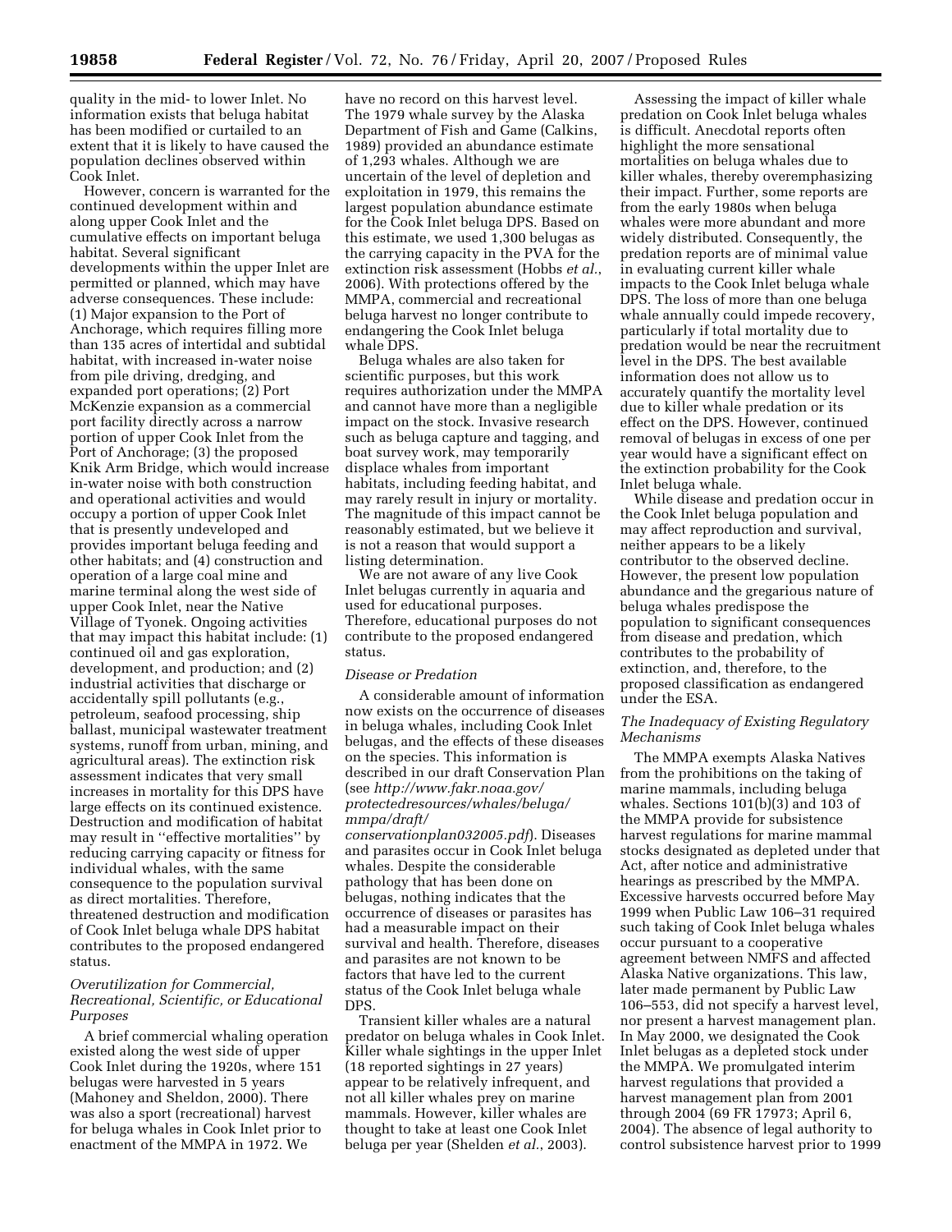quality in the mid- to lower Inlet. No information exists that beluga habitat has been modified or curtailed to an extent that it is likely to have caused the population declines observed within Cook Inlet.

However, concern is warranted for the continued development within and along upper Cook Inlet and the cumulative effects on important beluga habitat. Several significant developments within the upper Inlet are permitted or planned, which may have adverse consequences. These include: (1) Major expansion to the Port of Anchorage, which requires filling more than 135 acres of intertidal and subtidal habitat, with increased in-water noise from pile driving, dredging, and expanded port operations; (2) Port McKenzie expansion as a commercial port facility directly across a narrow portion of upper Cook Inlet from the Port of Anchorage; (3) the proposed Knik Arm Bridge, which would increase in-water noise with both construction and operational activities and would occupy a portion of upper Cook Inlet that is presently undeveloped and provides important beluga feeding and other habitats; and (4) construction and operation of a large coal mine and marine terminal along the west side of upper Cook Inlet, near the Native Village of Tyonek. Ongoing activities that may impact this habitat include: (1) continued oil and gas exploration, development, and production; and (2) industrial activities that discharge or accidentally spill pollutants (e.g., petroleum, seafood processing, ship ballast, municipal wastewater treatment systems, runoff from urban, mining, and agricultural areas). The extinction risk assessment indicates that very small increases in mortality for this DPS have large effects on its continued existence. Destruction and modification of habitat may result in ''effective mortalities'' by reducing carrying capacity or fitness for individual whales, with the same consequence to the population survival as direct mortalities. Therefore, threatened destruction and modification of Cook Inlet beluga whale DPS habitat contributes to the proposed endangered status.

*Overutilization for Commercial, Recreational, Scientific, or Educational Purposes*

A brief commercial whaling operation existed along the west side of upper Cook Inlet during the 1920s, where 151 belugas were harvested in 5 years (Mahoney and Sheldon, 2000). There was also a sport (recreational) harvest for beluga whales in Cook Inlet prior to enactment of the MMPA in 1972. We have no record on this harvest level. The 1979 whale survey by the Alaska Department of Fish and Game (Calkins, 1989) provided an abundance estimate of 1,293 whales. Although we are uncertain of the level of depletion and exploitation in 1979, this remains the largest population abundance estimate for the Cook Inlet beluga DPS. Based on this estimate, we used 1,300 belugas as the carrying capacity in the PVA for the extinction risk assessment (Hobbs *et al.*, 2006). With protections offered by the MMPA, commercial and recreational beluga harvest no longer contribute to endangering the Cook Inlet beluga whale DPS.

Beluga whales are also taken for scientific purposes, but this work requires authorization under the MMPA and cannot have more than a negligible impact on the stock. Invasive research such as beluga capture and tagging, and boat survey work, may temporarily displace whales from important habitats, including feeding habitat, and may rarely result in injury or mortality. The magnitude of this impact cannot be reasonably estimated, but we believe it is not a reason that would support a listing determination.

We are not aware of any live Cook Inlet belugas currently in aquaria and used for educational purposes. Therefore, educational purposes do not contribute to the proposed endangered status.

*Disease or Predation*

A considerable amount of information now exists on the occurrence of diseases in beluga whales, including Cook Inlet belugas, and the effects of these diseases on the species. This information is described in our draft Conservation Plan (see *http://www.fakr.noaa.gov/protectedresources/whales/beluga/mmpa/draft/conservationplan032005.pdf*). Diseases and parasites occur in Cook Inlet beluga whales. Despite the considerable pathology that has been done on belugas, nothing indicates that the occurrence of diseases or parasites has had a measurable impact on their survival and health. Therefore, diseases and parasites are not known to be factors that have led to the current status of the Cook Inlet beluga whale DPS.

Transient killer whales are a natural predator on beluga whales in Cook Inlet. Killer whale sightings in the upper Inlet (18 reported sightings in 27 years) appear to be relatively infrequent, and not all killer whales prey on marine mammals. However, killer whales are thought to take at least one Cook Inlet beluga per year (Shelden *et al.*, 2003).

Assessing the impact of killer whale predation on Cook Inlet beluga whales is difficult. Anecdotal reports often highlight the more sensational mortalities on beluga whales due to killer whales, thereby overemphasizing their impact. Further, some reports are from the early 1980s when beluga whales were more abundant and more widely distributed. Consequently, the predation reports are of minimal value in evaluating current killer whale impacts to the Cook Inlet beluga whale DPS. The loss of more than one beluga whale annually could impede recovery, particularly if total mortality due to predation would be near the recruitment level in the DPS. The best available information does not allow us to accurately quantify the mortality level due to killer whale predation or its effect on the DPS. However, continued removal of belugas in excess of one per year would have a significant effect on the extinction probability for the Cook Inlet beluga whale.

While disease and predation occur in the Cook Inlet beluga population and may affect reproduction and survival, neither appears to be a likely contributor to the observed decline. However, the present low population abundance and the gregarious nature of beluga whales predispose the population to significant consequences from disease and predation, which contributes to the probability of extinction, and, therefore, to the proposed classification as endangered under the ESA.

*The Inadequacy of Existing Regulatory Mechanisms*

The MMPA exempts Alaska Natives from the prohibitions on the taking of marine mammals, including beluga whales. Sections 101(b)(3) and 103 of the MMPA provide for subsistence harvest regulations for marine mammal stocks designated as depleted under that Act, after notice and administrative hearings as prescribed by the MMPA. Excessive harvests occurred before May 1999 when Public Law 106–31 required such taking of Cook Inlet beluga whales occur pursuant to a cooperative agreement between NMFS and affected Alaska Native organizations. This law, later made permanent by Public Law 106–553, did not specify a harvest level, nor present a harvest management plan. In May 2000, we designated the Cook Inlet belugas as a depleted stock under the MMPA. We promulgated interim harvest regulations that provided a harvest management plan from 2001 through 2004 (69 FR 17973; April 6, 2004). The absence of legal authority to control subsistence harvest prior to 1999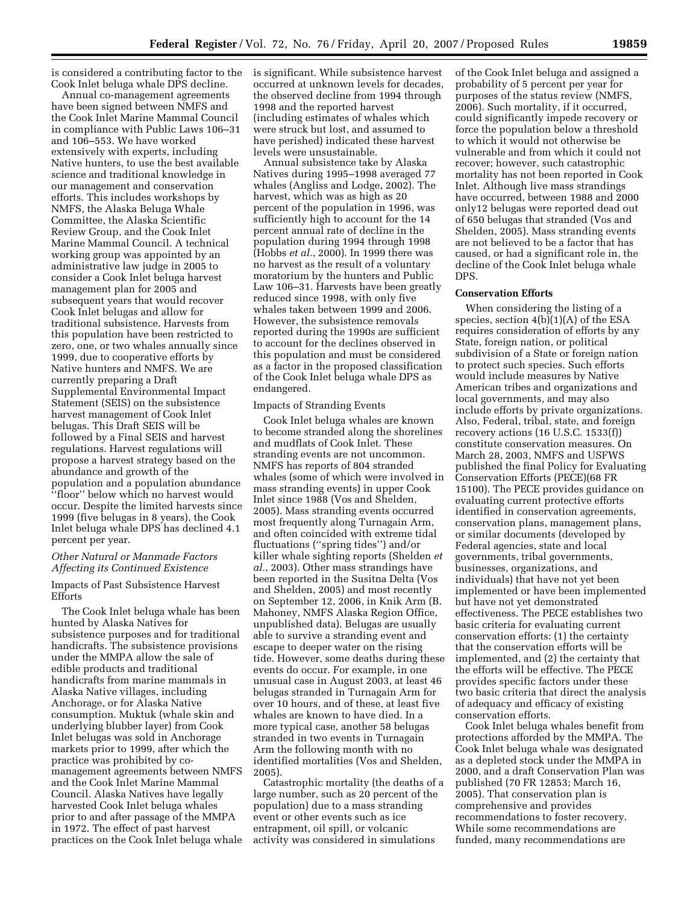is considered a contributing factor to the Cook Inlet beluga whale DPS decline.

Annual co-management agreements have been signed between NMFS and the Cook Inlet Marine Mammal Council in compliance with Public Laws 106–31 and 106–553. We have worked extensively with experts, including Native hunters, to use the best available science and traditional knowledge in our management and conservation efforts. This includes workshops by NMFS, the Alaska Beluga Whale Committee, the Alaska Scientific Review Group, and the Cook Inlet Marine Mammal Council. A technical working group was appointed by an administrative law judge in 2005 to consider a Cook Inlet beluga harvest management plan for 2005 and subsequent years that would recover Cook Inlet belugas and allow for traditional subsistence. Harvests from this population have been restricted to zero, one, or two whales annually since 1999, due to cooperative efforts by Native hunters and NMFS. We are currently preparing a Draft Supplemental Environmental Impact Statement (SEIS) on the subsistence harvest management of Cook Inlet belugas. This Draft SEIS will be followed by a Final SEIS and harvest regulations. Harvest regulations will propose a harvest strategy based on the abundance and growth of the population and a population abundance ''floor'' below which no harvest would occur. Despite the limited harvests since 1999 (five belugas in 8 years), the Cook Inlet beluga whale DPS has declined 4.1 percent per year.

*Other Natural or Manmade Factors Affecting its Continued Existence*

Impacts of Past Subsistence Harvest Efforts

The Cook Inlet beluga whale has been hunted by Alaska Natives for subsistence purposes and for traditional handicrafts. The subsistence provisions under the MMPA allow the sale of edible products and traditional handicrafts from marine mammals in Alaska Native villages, including Anchorage, or for Alaska Native consumption. Muktuk (whale skin and underlying blubber layer) from Cook Inlet belugas was sold in Anchorage markets prior to 1999, after which the practice was prohibited by co-management agreements between NMFS and the Cook Inlet Marine Mammal Council. Alaska Natives have legally harvested Cook Inlet beluga whales prior to and after passage of the MMPA in 1972. The effect of past harvest practices on the Cook Inlet beluga whale is significant. While subsistence harvest occurred at unknown levels for decades, the observed decline from 1994 through 1998 and the reported harvest (including estimates of whales which were struck but lost, and assumed to have perished) indicated these harvest levels were unsustainable.

Annual subsistence take by Alaska Natives during 1995–1998 averaged 77 whales (Angliss and Lodge, 2002). The harvest, which was as high as 20 percent of the population in 1996, was sufficiently high to account for the 14 percent annual rate of decline in the population during 1994 through 1998 (Hobbs *et al.*, 2000). In 1999 there was no harvest as the result of a voluntary moratorium by the hunters and Public Law 106–31. Harvests have been greatly reduced since 1998, with only five whales taken between 1999 and 2006. However, the subsistence removals reported during the 1990s are sufficient to account for the declines observed in this population and must be considered as a factor in the proposed classification of the Cook Inlet beluga whale DPS as endangered.

Impacts of Stranding Events

Cook Inlet beluga whales are known to become stranded along the shorelines and mudflats of Cook Inlet. These stranding events are not uncommon. NMFS has reports of 804 stranded whales (some of which were involved in mass stranding events) in upper Cook Inlet since 1988 (Vos and Shelden, 2005). Mass stranding events occurred most frequently along Turnagain Arm, and often coincided with extreme tidal fluctuations (''spring tides'') and/or killer whale sighting reports (Shelden *et al.*, 2003). Other mass strandings have been reported in the Susitna Delta (Vos and Shelden, 2005) and most recently on September 12, 2006, in Knik Arm (B. Mahoney, NMFS Alaska Region Office, unpublished data). Belugas are usually able to survive a stranding event and escape to deeper water on the rising tide. However, some deaths during these events do occur. For example, in one unusual case in August 2003, at least 46 belugas stranded in Turnagain Arm for over 10 hours, and of these, at least five whales are known to have died. In a more typical case, another 58 belugas stranded in two events in Turnagain Arm the following month with no identified mortalities (Vos and Shelden, 2005).

Catastrophic mortality (the deaths of a large number, such as 20 percent of the population) due to a mass stranding event or other events such as ice entrapment, oil spill, or volcanic activity was considered in simulations of the Cook Inlet beluga and assigned a probability of 5 percent per year for purposes of the status review (NMFS, 2006). Such mortality, if it occurred, could significantly impede recovery or force the population below a threshold to which it would not otherwise be vulnerable and from which it could not recover; however, such catastrophic mortality has not been reported in Cook Inlet. Although live mass strandings have occurred, between 1988 and 2000 only12 belugas were reported dead out of 650 belugas that stranded (Vos and Shelden, 2005). Mass stranding events are not believed to be a factor that has caused, or had a significant role in, the decline of the Cook Inlet beluga whale DPS.

**Conservation Efforts**

When considering the listing of a species, section 4(b)(1)(A) of the ESA requires consideration of efforts by any State, foreign nation, or political subdivision of a State or foreign nation to protect such species. Such efforts would include measures by Native American tribes and organizations and local governments, and may also include efforts by private organizations. Also, Federal, tribal, state, and foreign recovery actions (16 U.S.C. 1533(f)) constitute conservation measures. On March 28, 2003, NMFS and USFWS published the final Policy for Evaluating Conservation Efforts (PECE)(68 FR 15100). The PECE provides guidance on evaluating current protective efforts identified in conservation agreements, conservation plans, management plans, or similar documents (developed by Federal agencies, state and local governments, tribal governments, businesses, organizations, and individuals) that have not yet been implemented or have been implemented but have not yet demonstrated effectiveness. The PECE establishes two basic criteria for evaluating current conservation efforts: (1) the certainty that the conservation efforts will be implemented, and (2) the certainty that the efforts will be effective. The PECE provides specific factors under these two basic criteria that direct the analysis of adequacy and efficacy of existing conservation efforts.

Cook Inlet beluga whales benefit from protections afforded by the MMPA. The Cook Inlet beluga whale was designated as a depleted stock under the MMPA in 2000, and a draft Conservation Plan was published (70 FR 12853; March 16, 2005). That conservation plan is comprehensive and provides recommendations to foster recovery. While some recommendations are funded, many recommendations are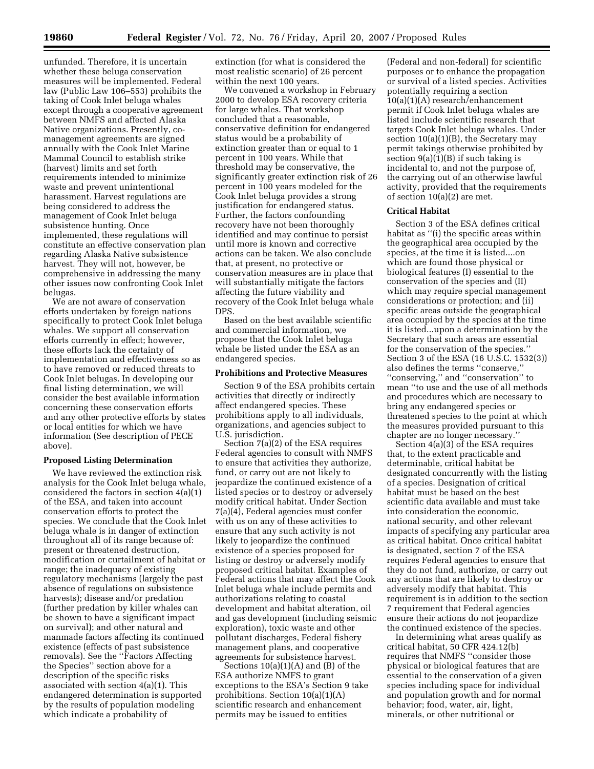unfunded. Therefore, it is uncertain whether these beluga conservation measures will be implemented. Federal law (Public Law 106–553) prohibits the taking of Cook Inlet beluga whales except through a cooperative agreement between NMFS and affected Alaska Native organizations. Presently, co-management agreements are signed annually with the Cook Inlet Marine Mammal Council to establish strike (harvest) limits and set forth requirements intended to minimize waste and prevent unintentional harassment. Harvest regulations are being considered to address the management of Cook Inlet beluga subsistence hunting. Once implemented, these regulations will constitute an effective conservation plan regarding Alaska Native subsistence harvest. They will not, however, be comprehensive in addressing the many other issues now confronting Cook Inlet belugas.

We are not aware of conservation efforts undertaken by foreign nations specifically to protect Cook Inlet beluga whales. We support all conservation efforts currently in effect; however, these efforts lack the certainty of implementation and effectiveness so as to have removed or reduced threats to Cook Inlet belugas. In developing our final listing determination, we will consider the best available information concerning these conservation efforts and any other protective efforts by states or local entities for which we have information (See description of PECE above).

**Proposed Listing Determination**

We have reviewed the extinction risk analysis for the Cook Inlet beluga whale, considered the factors in section 4(a)(1) of the ESA, and taken into account conservation efforts to protect the species. We conclude that the Cook Inlet beluga whale is in danger of extinction throughout all of its range because of: present or threatened destruction, modification or curtailment of habitat or range; the inadequacy of existing regulatory mechanisms (largely the past absence of regulations on subsistence harvests); disease and/or predation (further predation by killer whales can be shown to have a significant impact on survival); and other natural and manmade factors affecting its continued existence (effects of past subsistence removals). See the ''Factors Affecting the Species'' section above for a description of the specific risks associated with section 4(a)(1). This endangered determination is supported by the results of population modeling which indicate a probability of extinction (for what is considered the most realistic scenario) of 26 percent within the next 100 years.

We convened a workshop in February 2000 to develop ESA recovery criteria for large whales. That workshop concluded that a reasonable, conservative definition for endangered status would be a probability of extinction greater than or equal to 1 percent in 100 years. While that threshold may be conservative, the significantly greater extinction risk of 26 percent in 100 years modeled for the Cook Inlet beluga provides a strong justification for endangered status. Further, the factors confounding recovery have not been thoroughly identified and may continue to persist until more is known and corrective actions can be taken. We also conclude that, at present, no protective or conservation measures are in place that will substantially mitigate the factors affecting the future viability and recovery of the Cook Inlet beluga whale DPS.

Based on the best available scientific and commercial information, we propose that the Cook Inlet beluga whale be listed under the ESA as an endangered species.

**Prohibitions and Protective Measures**

Section 9 of the ESA prohibits certain activities that directly or indirectly affect endangered species. These prohibitions apply to all individuals, organizations, and agencies subject to U.S. jurisdiction.

Section 7(a)(2) of the ESA requires Federal agencies to consult with NMFS to ensure that activities they authorize, fund, or carry out are not likely to jeopardize the continued existence of a listed species or to destroy or adversely modify critical habitat. Under Section 7(a)(4), Federal agencies must confer with us on any of these activities to ensure that any such activity is not likely to jeopardize the continued existence of a species proposed for listing or destroy or adversely modify proposed critical habitat. Examples of Federal actions that may affect the Cook Inlet beluga whale include permits and authorizations relating to coastal development and habitat alteration, oil and gas development (including seismic exploration), toxic waste and other pollutant discharges, Federal fishery management plans, and cooperative agreements for subsistence harvest.

Sections 10(a)(1)(A) and (B) of the ESA authorize NMFS to grant exceptions to the ESA's Section 9 take prohibitions. Section 10(a)(1)(A) scientific research and enhancement permits may be issued to entities (Federal and non-federal) for scientific purposes or to enhance the propagation or survival of a listed species. Activities potentially requiring a section 10(a)(1)(A) research/enhancement permit if Cook Inlet beluga whales are listed include scientific research that targets Cook Inlet beluga whales. Under section 10(a)(1)(B), the Secretary may permit takings otherwise prohibited by section 9(a)(1)(B) if such taking is incidental to, and not the purpose of, the carrying out of an otherwise lawful activity, provided that the requirements of section 10(a)(2) are met.

**Critical Habitat**

Section 3 of the ESA defines critical habitat as ''(i) the specific areas within the geographical area occupied by the species, at the time it is listed....on which are found those physical or biological features (I) essential to the conservation of the species and (II) which may require special management considerations or protection; and (ii) specific areas outside the geographical area occupied by the species at the time it is listed...upon a determination by the Secretary that such areas are essential for the conservation of the species.'' Section 3 of the ESA (16 U.S.C. 1532(3)) also defines the terms ''conserve,'' ''conserving,'' and ''conservation'' to mean ''to use and the use of all methods and procedures which are necessary to bring any endangered species or threatened species to the point at which the measures provided pursuant to this chapter are no longer necessary.''

Section 4(a)(3) of the ESA requires that, to the extent practicable and determinable, critical habitat be designated concurrently with the listing of a species. Designation of critical habitat must be based on the best scientific data available and must take into consideration the economic, national security, and other relevant impacts of specifying any particular area as critical habitat. Once critical habitat is designated, section 7 of the ESA requires Federal agencies to ensure that they do not fund, authorize, or carry out any actions that are likely to destroy or adversely modify that habitat. This requirement is in addition to the section 7 requirement that Federal agencies ensure their actions do not jeopardize the continued existence of the species.

In determining what areas qualify as critical habitat, 50 CFR 424.12(b) requires that NMFS ''consider those physical or biological features that are essential to the conservation of a given species including space for individual and population growth and for normal behavior; food, water, air, light, minerals, or other nutritional or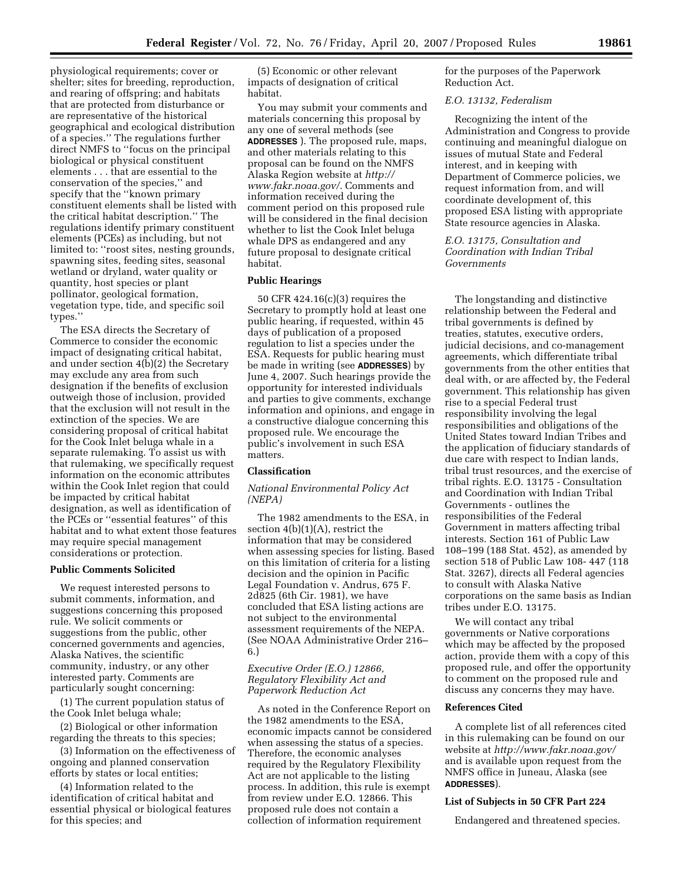physiological requirements; cover or shelter; sites for breeding, reproduction, and rearing of offspring; and habitats that are protected from disturbance or are representative of the historical geographical and ecological distribution of a species.'' The regulations further direct NMFS to ''focus on the principal biological or physical constituent elements . . . that are essential to the conservation of the species,'' and specify that the ''known primary constituent elements shall be listed with the critical habitat description.'' The regulations identify primary constituent elements (PCEs) as including, but not limited to: ''roost sites, nesting grounds, spawning sites, feeding sites, seasonal wetland or dryland, water quality or quantity, host species or plant pollinator, geological formation, vegetation type, tide, and specific soil types.''

The ESA directs the Secretary of Commerce to consider the economic impact of designating critical habitat, and under section 4(b)(2) the Secretary may exclude any area from such designation if the benefits of exclusion outweigh those of inclusion, provided that the exclusion will not result in the extinction of the species. We are considering proposal of critical habitat for the Cook Inlet beluga whale in a separate rulemaking. To assist us with that rulemaking, we specifically request information on the economic attributes within the Cook Inlet region that could be impacted by critical habitat designation, as well as identification of the PCEs or ''essential features'' of this habitat and to what extent those features may require special management considerations or protection.

**Public Comments Solicited**

We request interested persons to submit comments, information, and suggestions concerning this proposed rule. We solicit comments or suggestions from the public, other concerned governments and agencies, Alaska Natives, the scientific community, industry, or any other interested party. Comments are particularly sought concerning:

(1) The current population status of the Cook Inlet beluga whale;

(2) Biological or other information regarding the threats to this species;

(3) Information on the effectiveness of ongoing and planned conservation efforts by states or local entities;

(4) Information related to the identification of critical habitat and essential physical or biological features for this species; and

(5) Economic or other relevant impacts of designation of critical habitat.

You may submit your comments and materials concerning this proposal by any one of several methods (see **ADDRESSES** ). The proposed rule, maps, and other materials relating to this proposal can be found on the NMFS Alaska Region website at *http://www.fakr.noaa.gov/*. Comments and information received during the comment period on this proposed rule will be considered in the final decision whether to list the Cook Inlet beluga whale DPS as endangered and any future proposal to designate critical habitat.

**Public Hearings**

50 CFR 424.16(c)(3) requires the Secretary to promptly hold at least one public hearing, if requested, within 45 days of publication of a proposed regulation to list a species under the ESA. Requests for public hearing must be made in writing (see **ADDRESSES**) by June 4, 2007. Such hearings provide the opportunity for interested individuals and parties to give comments, exchange information and opinions, and engage in a constructive dialogue concerning this proposed rule. We encourage the public's involvement in such ESA matters.

**Classification**

*National Environmental Policy Act (NEPA)*

The 1982 amendments to the ESA, in section 4(b)(1)(A), restrict the information that may be considered when assessing species for listing. Based on this limitation of criteria for a listing decision and the opinion in Pacific Legal Foundation v. Andrus, 675 F. 2d825 (6th Cir. 1981), we have concluded that ESA listing actions are not subject to the environmental assessment requirements of the NEPA. (See NOAA Administrative Order 216–6.)

*Executive Order (E.O.) 12866, Regulatory Flexibility Act and Paperwork Reduction Act*

As noted in the Conference Report on the 1982 amendments to the ESA, economic impacts cannot be considered when assessing the status of a species. Therefore, the economic analyses required by the Regulatory Flexibility Act are not applicable to the listing process. In addition, this rule is exempt from review under E.O. 12866. This proposed rule does not contain a collection of information requirement for the purposes of the Paperwork Reduction Act.

*E.O. 13132, Federalism*

Recognizing the intent of the Administration and Congress to provide continuing and meaningful dialogue on issues of mutual State and Federal interest, and in keeping with Department of Commerce policies, we request information from, and will coordinate development of, this proposed ESA listing with appropriate State resource agencies in Alaska.

*E.O. 13175, Consultation and Coordination with Indian Tribal Governments*

The longstanding and distinctive relationship between the Federal and tribal governments is defined by treaties, statutes, executive orders, judicial decisions, and co-management agreements, which differentiate tribal governments from the other entities that deal with, or are affected by, the Federal government. This relationship has given rise to a special Federal trust responsibility involving the legal responsibilities and obligations of the United States toward Indian Tribes and the application of fiduciary standards of due care with respect to Indian lands, tribal trust resources, and the exercise of tribal rights. E.O. 13175 - Consultation and Coordination with Indian Tribal Governments - outlines the responsibilities of the Federal Government in matters affecting tribal interests. Section 161 of Public Law 108–199 (188 Stat. 452), as amended by section 518 of Public Law 108- 447 (118 Stat. 3267), directs all Federal agencies to consult with Alaska Native corporations on the same basis as Indian tribes under E.O. 13175.

We will contact any tribal governments or Native corporations which may be affected by the proposed action, provide them with a copy of this proposed rule, and offer the opportunity to comment on the proposed rule and discuss any concerns they may have.

**References Cited**

A complete list of all references cited in this rulemaking can be found on our website at *http://www.fakr.noaa.gov/* and is available upon request from the NMFS office in Juneau, Alaska (see **ADDRESSES**).

**List of Subjects in 50 CFR Part 224**

Endangered and threatened species.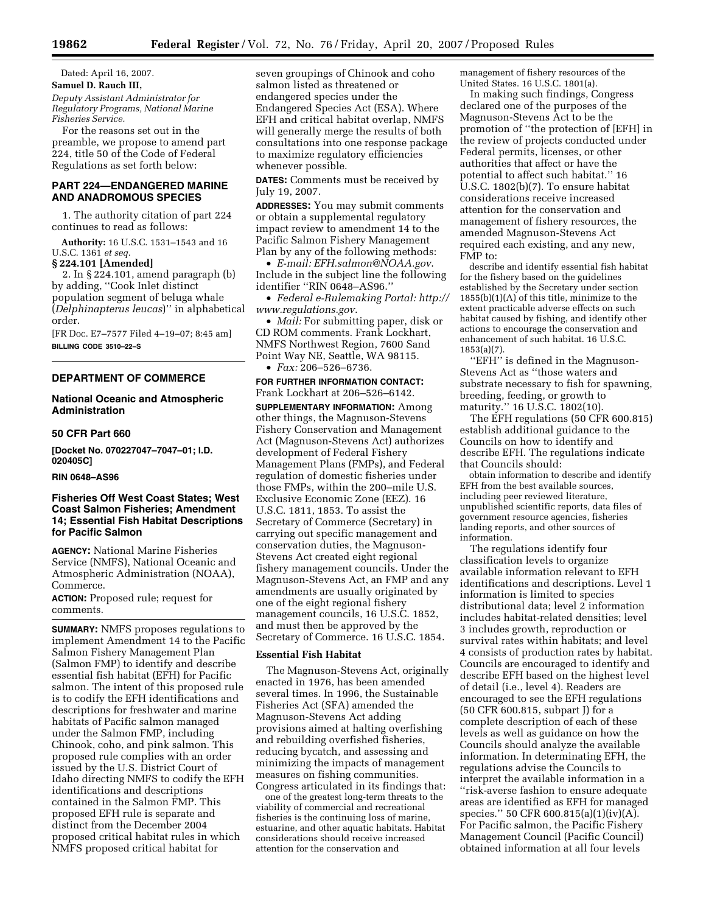Dated: April 16, 2007.

**Samuel D. Rauch III,**

*Deputy Assistant Administrator for Regulatory Programs, National Marine Fisheries Service.*

For the reasons set out in the preamble, we propose to amend part 224, title 50 of the Code of Federal Regulations as set forth below:

## PART 224—ENDANGERED MARINE AND ANADROMOUS SPECIES

1. The authority citation of part 224 continues to read as follows:

**Authority:** 16 U.S.C. 1531–1543 and 16 U.S.C. 1361 *et seq.*

**§ 224.101 [Amended]**

2. In § 224.101, amend paragraph (b) by adding, ''Cook Inlet distinct population segment of beluga whale (*Delphinapterus leucas*)'' in alphabetical order.

[FR Doc. E7–7577 Filed 4–19–07; 8:45 am]

**BILLING CODE 3510–22–S**

---

## DEPARTMENT OF COMMERCE

### National Oceanic and Atmospheric Administration

### 50 CFR Part 660

**[Docket No. 070227047–7047–01; I.D. 020405C]**

**RIN 0648–AS96**

### Fisheries Off West Coast States; West Coast Salmon Fisheries; Amendment 14; Essential Fish Habitat Descriptions for Pacific Salmon

**AGENCY:** National Marine Fisheries Service (NMFS), National Oceanic and Atmospheric Administration (NOAA), Commerce.

**ACTION:** Proposed rule; request for comments.

**SUMMARY:** NMFS proposes regulations to implement Amendment 14 to the Pacific Salmon Fishery Management Plan (Salmon FMP) to identify and describe essential fish habitat (EFH) for Pacific salmon. The intent of this proposed rule is to codify the EFH identifications and descriptions for freshwater and marine habitats of Pacific salmon managed under the Salmon FMP, including Chinook, coho, and pink salmon. This proposed rule complies with an order issued by the U.S. District Court of Idaho directing NMFS to codify the EFH identifications and descriptions contained in the Salmon FMP. This proposed EFH rule is separate and distinct from the December 2004 proposed critical habitat rules in which NMFS proposed critical habitat for seven groupings of Chinook and coho salmon listed as threatened or endangered species under the Endangered Species Act (ESA). Where EFH and critical habitat overlap, NMFS will generally merge the results of both consultations into one response package to maximize regulatory efficiencies whenever possible.

**DATES:** Comments must be received by July 19, 2007.

**ADDRESSES:** You may submit comments or obtain a supplemental regulatory impact review to amendment 14 to the Pacific Salmon Fishery Management Plan by any of the following methods:

- *E-mail: EFH.salmon@NOAA.gov*. Include in the subject line the following identifier ''RIN 0648–AS96.''
- *Federal e-Rulemaking Portal: http://www.regulations.gov*.
- *Mail:* For submitting paper, disk or CD ROM comments. Frank Lockhart, NMFS Northwest Region, 7600 Sand Point Way NE, Seattle, WA 98115.
- *Fax:* 206–526–6736.

**FOR FURTHER INFORMATION CONTACT:** Frank Lockhart at 206–526–6142.

**SUPPLEMENTARY INFORMATION:** Among other things, the Magnuson-Stevens Fishery Conservation and Management Act (Magnuson-Stevens Act) authorizes development of Federal Fishery Management Plans (FMPs), and Federal regulation of domestic fisheries under those FMPs, within the 200–mile U.S. Exclusive Economic Zone (EEZ). 16 U.S.C. 1811, 1853. To assist the Secretary of Commerce (Secretary) in carrying out specific management and conservation duties, the Magnuson-Stevens Act created eight regional fishery management councils. Under the Magnuson-Stevens Act, an FMP and any amendments are usually originated by one of the eight regional fishery management councils, 16 U.S.C. 1852, and must then be approved by the Secretary of Commerce. 16 U.S.C. 1854.

#### Essential Fish Habitat

The Magnuson-Stevens Act, originally enacted in 1976, has been amended several times. In 1996, the Sustainable Fisheries Act (SFA) amended the Magnuson-Stevens Act adding provisions aimed at halting overfishing and rebuilding overfished fisheries, reducing bycatch, and assessing and minimizing the impacts of management measures on fishing communities. Congress articulated in its findings that:

> one of the greatest long-term threats to the viability of commercial and recreational fisheries is the continuing loss of marine, estuarine, and other aquatic habitats. Habitat considerations should receive increased attention for the conservation and management of fishery resources of the United States. 16 U.S.C. 1801(a).

In making such findings, Congress declared one of the purposes of the Magnuson-Stevens Act to be the promotion of ''the protection of [EFH] in the review of projects conducted under Federal permits, licenses, or other authorities that affect or have the potential to affect such habitat.'' 16 U.S.C. 1802(b)(7). To ensure habitat considerations receive increased attention for the conservation and management of fishery resources, the amended Magnuson-Stevens Act required each existing, and any new, FMP to:

> describe and identify essential fish habitat for the fishery based on the guidelines established by the Secretary under section 1855(b)(1)(A) of this title, minimize to the extent practicable adverse effects on such habitat caused by fishing, and identify other actions to encourage the conservation and enhancement of such habitat. 16 U.S.C. 1853(a)(7).

''EFH'' is defined in the Magnuson-Stevens Act as ''those waters and substrate necessary to fish for spawning, breeding, feeding, or growth to maturity.'' 16 U.S.C. 1802(10).

The EFH regulations (50 CFR 600.815) establish additional guidance to the Councils on how to identify and describe EFH. The regulations indicate that Councils should:

> obtain information to describe and identify EFH from the best available sources, including peer reviewed literature, unpublished scientific reports, data files of government resource agencies, fisheries landing reports, and other sources of information.

The regulations identify four classification levels to organize available information relevant to EFH identifications and descriptions. Level 1 information is limited to species distributional data; level 2 information includes habitat-related densities; level 3 includes growth, reproduction or survival rates within habitats; and level 4 consists of production rates by habitat. Councils are encouraged to identify and describe EFH based on the highest level of detail (i.e., level 4). Readers are encouraged to see the EFH regulations (50 CFR 600.815, subpart J) for a complete description of each of these levels as well as guidance on how the Councils should analyze the available information. In determinating EFH, the regulations advise the Councils to interpret the available information in a ''risk-averse fashion to ensure adequate areas are identified as EFH for managed species.'' 50 CFR 600.815(a)(1)(iv)(A). For Pacific salmon, the Pacific Fishery Management Council (Pacific Council) obtained information at all four levels